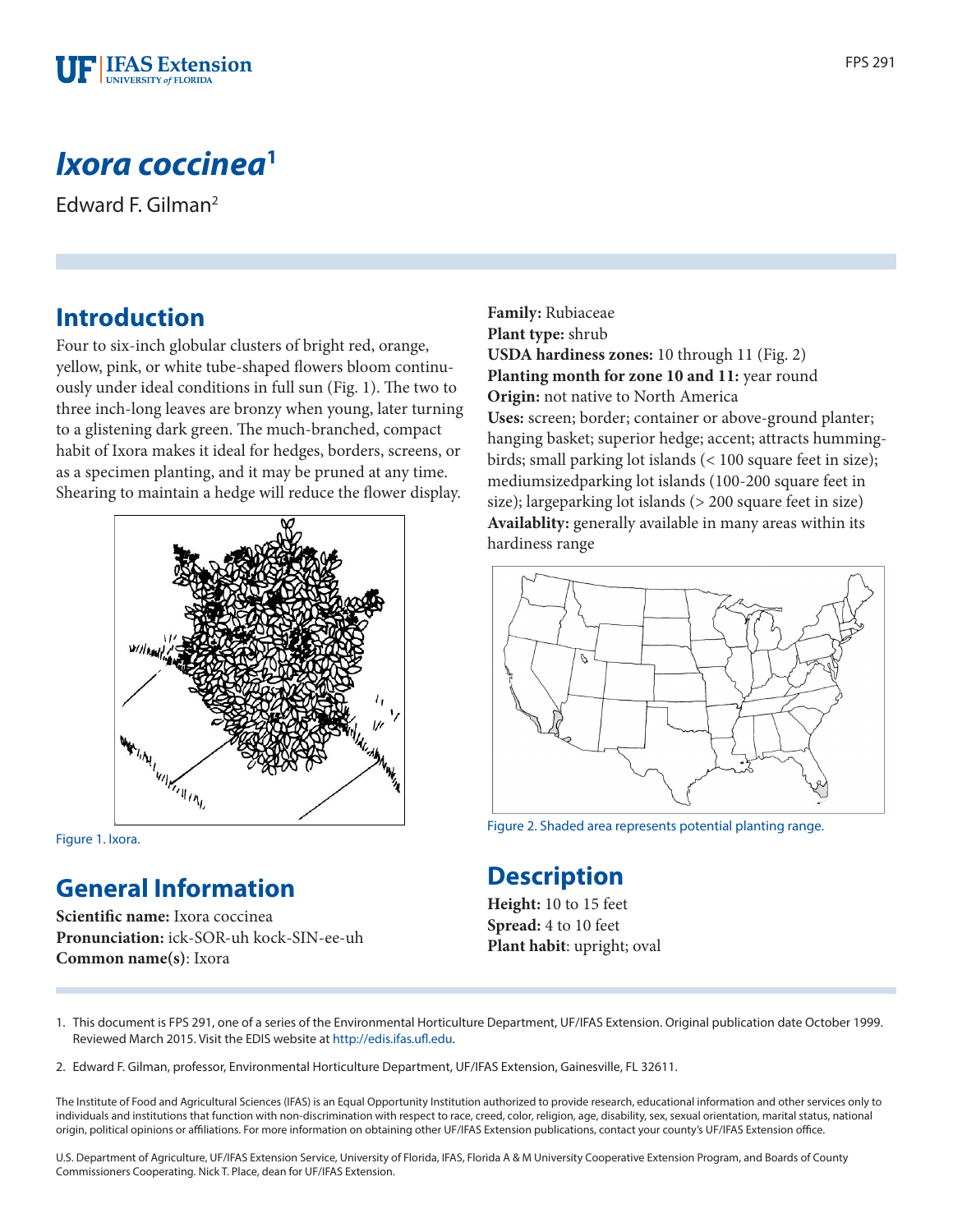# *Ixora coccinea*[1]

Edward F. Gilman[2]

## Introduction

Four to six-inch globular clusters of bright red, orange, yellow, pink, or white tube-shaped flowers bloom continuously under ideal conditions in full sun (Fig. 1). The two to three inch-long leaves are bronzy when young, later turning to a glistening dark green. The much-branched, compact habit of Ixora makes it ideal for hedges, borders, screens, or as a specimen planting, and it may be pruned at any time. Shearing to maintain a hedge will reduce the flower display.

Figure 1. Ixora.

## General Information

**Scientific name:** Ixora coccinea
**Pronunciation:** ick-SOR-uh kock-SIN-ee-uh
**Common name(s)**: Ixora
**Family:** Rubiaceae
**Plant type:** shrub
**USDA hardiness zones:** 10 through 11 (Fig. 2)
**Planting month for zone 10 and 11:** year round
**Origin:** not native to North America
**Uses:** screen; border; container or above-ground planter; hanging basket; superior hedge; accent; attracts hummingbirds; small parking lot islands (< 100 square feet in size); mediumsizedparking lot islands (100-200 square feet in size); largeparking lot islands (> 200 square feet in size)
**Availablity:** generally available in many areas within its hardiness range

Figure 2. Shaded area represents potential planting range.

## Description

**Height:** 10 to 15 feet
**Spread:** 4 to 10 feet
**Plant habit**: upright; oval

1. This document is FPS 291, one of a series of the Environmental Horticulture Department, UF/IFAS Extension. Original publication date October 1999. Reviewed March 2015. Visit the EDIS website at http://edis.ifas.ufl.edu.

2. Edward F. Gilman, professor, Environmental Horticulture Department, UF/IFAS Extension, Gainesville, FL 32611.

The Institute of Food and Agricultural Sciences (IFAS) is an Equal Opportunity Institution authorized to provide research, educational information and other services only to individuals and institutions that function with non-discrimination with respect to race, creed, color, religion, age, disability, sex, sexual orientation, marital status, national origin, political opinions or affiliations. For more information on obtaining other UF/IFAS Extension publications, contact your county's UF/IFAS Extension office.

U.S. Department of Agriculture, UF/IFAS Extension Service, University of Florida, IFAS, Florida A & M University Cooperative Extension Program, and Boards of County Commissioners Cooperating. Nick T. Place, dean for UF/IFAS Extension.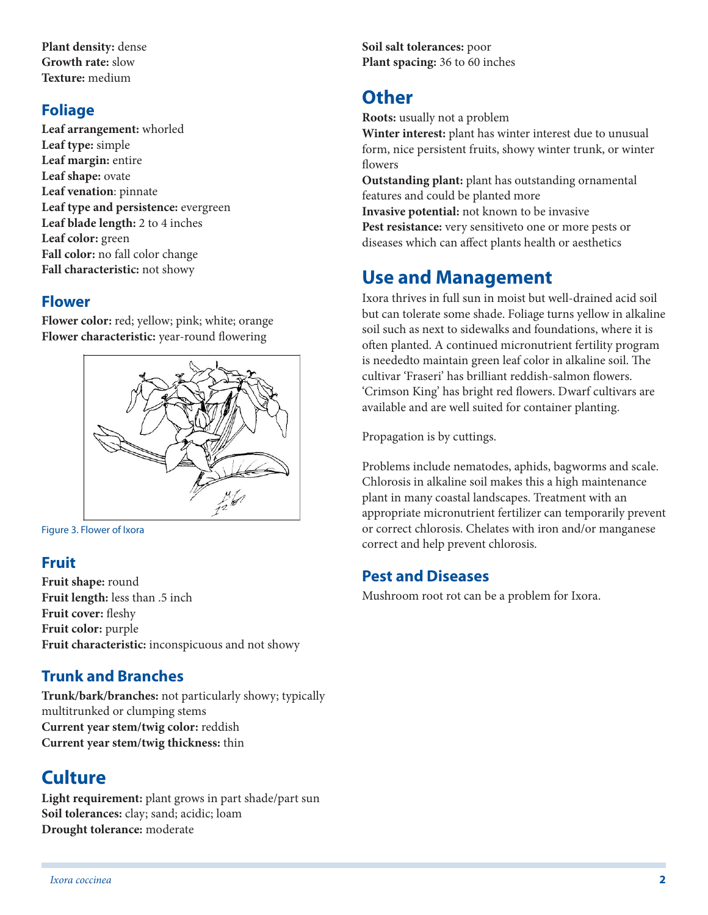**Plant density:** dense
**Growth rate:** slow
**Texture:** medium

### Foliage

**Leaf arrangement:** whorled
**Leaf type:** simple
**Leaf margin:** entire
**Leaf shape:** ovate
**Leaf venation**: pinnate
**Leaf type and persistence:** evergreen
**Leaf blade length:** 2 to 4 inches
**Leaf color:** green
**Fall color:** no fall color change
**Fall characteristic:** not showy

### Flower

**Flower color:** red; yellow; pink; white; orange
**Flower characteristic:** year-round flowering

Figure 3. Flower of Ixora

### Fruit

**Fruit shape:** round
**Fruit length:** less than .5 inch
**Fruit cover:** fleshy
**Fruit color:** purple
**Fruit characteristic:** inconspicuous and not showy

### Trunk and Branches

**Trunk/bark/branches:** not particularly showy; typically multitrunked or clumping stems
**Current year stem/twig color:** reddish
**Current year stem/twig thickness:** thin

## Culture

**Light requirement:** plant grows in part shade/part sun
**Soil tolerances:** clay; sand; acidic; loam
**Drought tolerance:** moderate
**Soil salt tolerances:** poor
**Plant spacing:** 36 to 60 inches

## Other

**Roots:** usually not a problem
**Winter interest:** plant has winter interest due to unusual form, nice persistent fruits, showy winter trunk, or winter flowers
**Outstanding plant:** plant has outstanding ornamental features and could be planted more
**Invasive potential:** not known to be invasive
**Pest resistance:** very sensitiveto one or more pests or diseases which can affect plants health or aesthetics

## Use and Management

Ixora thrives in full sun in moist but well-drained acid soil but can tolerate some shade. Foliage turns yellow in alkaline soil such as next to sidewalks and foundations, where it is often planted. A continued micronutrient fertility program is neededto maintain green leaf color in alkaline soil. The cultivar 'Fraseri' has brilliant reddish-salmon flowers. 'Crimson King' has bright red flowers. Dwarf cultivars are available and are well suited for container planting.

Propagation is by cuttings.

Problems include nematodes, aphids, bagworms and scale. Chlorosis in alkaline soil makes this a high maintenance plant in many coastal landscapes. Treatment with an appropriate micronutrient fertilizer can temporarily prevent or correct chlorosis. Chelates with iron and/or manganese correct and help prevent chlorosis.

### Pest and Diseases

Mushroom root rot can be a problem for Ixora.